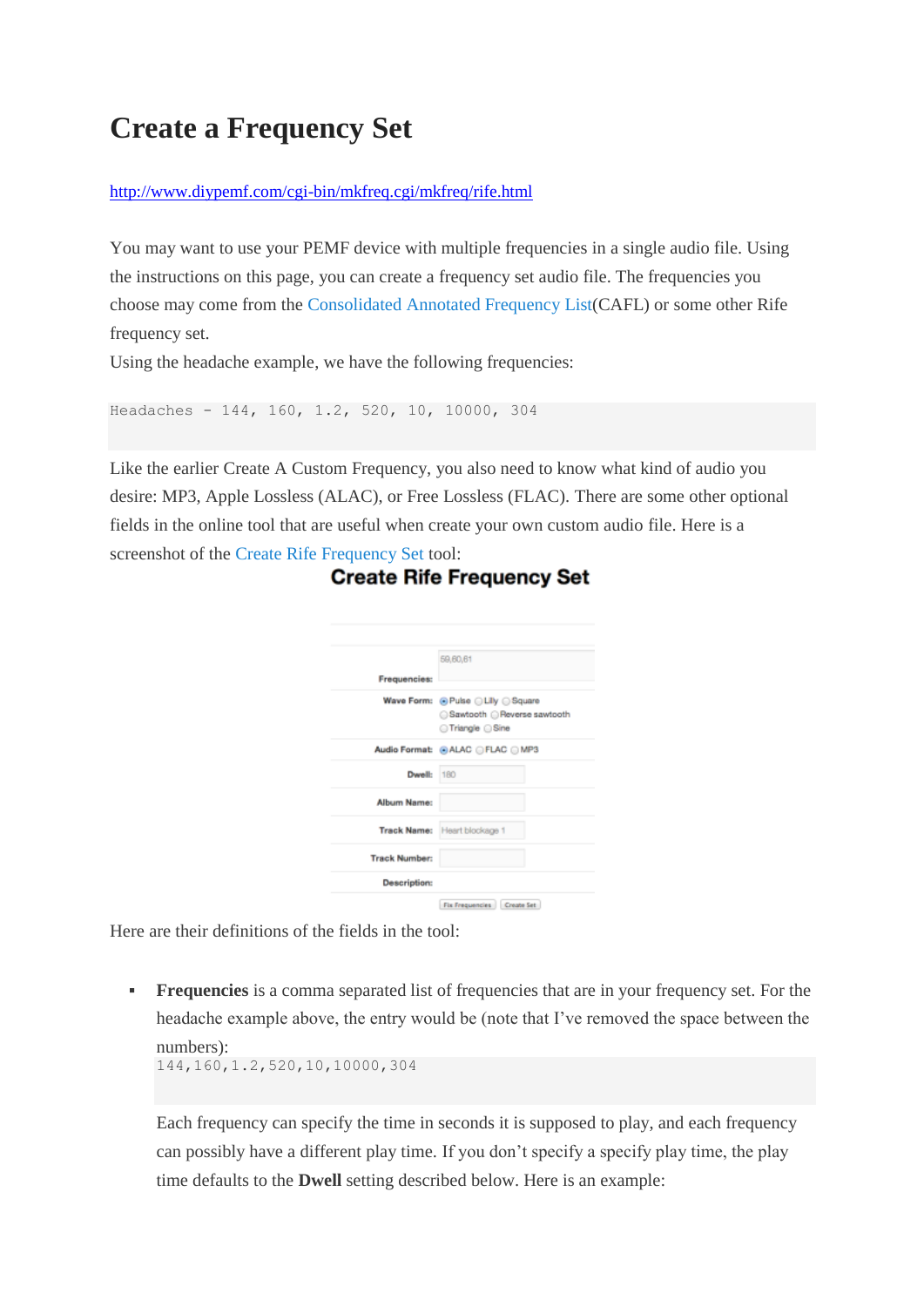# Create a Frequency Set

http://www.diypemf.com/cgi-bin/mkfreq.cgi/mkfreq/rife.html

You may want to use your PEMF device with multiple frequencies in a single audio file. Using the instructions on this page, you can create a frequency set audio file. The frequencies you choose may come from the Consolidated Annotated Frequency List(CAFL) or some other Rife frequency set.

Using the headache example, we have the following frequencies:

```
Headaches - 144, 160, 1.2, 520, 10, 10000, 304
```

Like the earlier Create A Custom Frequency, you also need to know what kind of audio you desire: MP3, Apple Lossless (ALAC), or Free Lossless (FLAC). There are some other optional fields in the online tool that are useful when create your own custom audio file. Here is a screenshot of the Create Rife Frequency Set tool:

**Create Rife Frequency Set**

| | |
|---|---|
| **Frequencies:** | 59,60,61 |
| **Wave Form:** | (•) Pulse ( ) Lilly ( ) Square ( ) Sawtooth ( ) Reverse sawtooth ( ) Triangle ( ) Sine |
| **Audio Format:** | (•) ALAC ( ) FLAC ( ) MP3 |
| **Dwell:** | 180 |
| **Album Name:** | |
| **Track Name:** | Heart blockage 1 |
| **Track Number:** | |
| **Description:** | |
| | [Fix Frequencies] [Create Set] |

Here are their definitions of the fields in the tool:

- **Frequencies** is a comma separated list of frequencies that are in your frequency set. For the headache example above, the entry would be (note that I've removed the space between the numbers):

  ```
  144,160,1.2,520,10,10000,304
  ```

  Each frequency can specify the time in seconds it is supposed to play, and each frequency can possibly have a different play time. If you don't specify a specify play time, the play time defaults to the **Dwell** setting described below. Here is an example: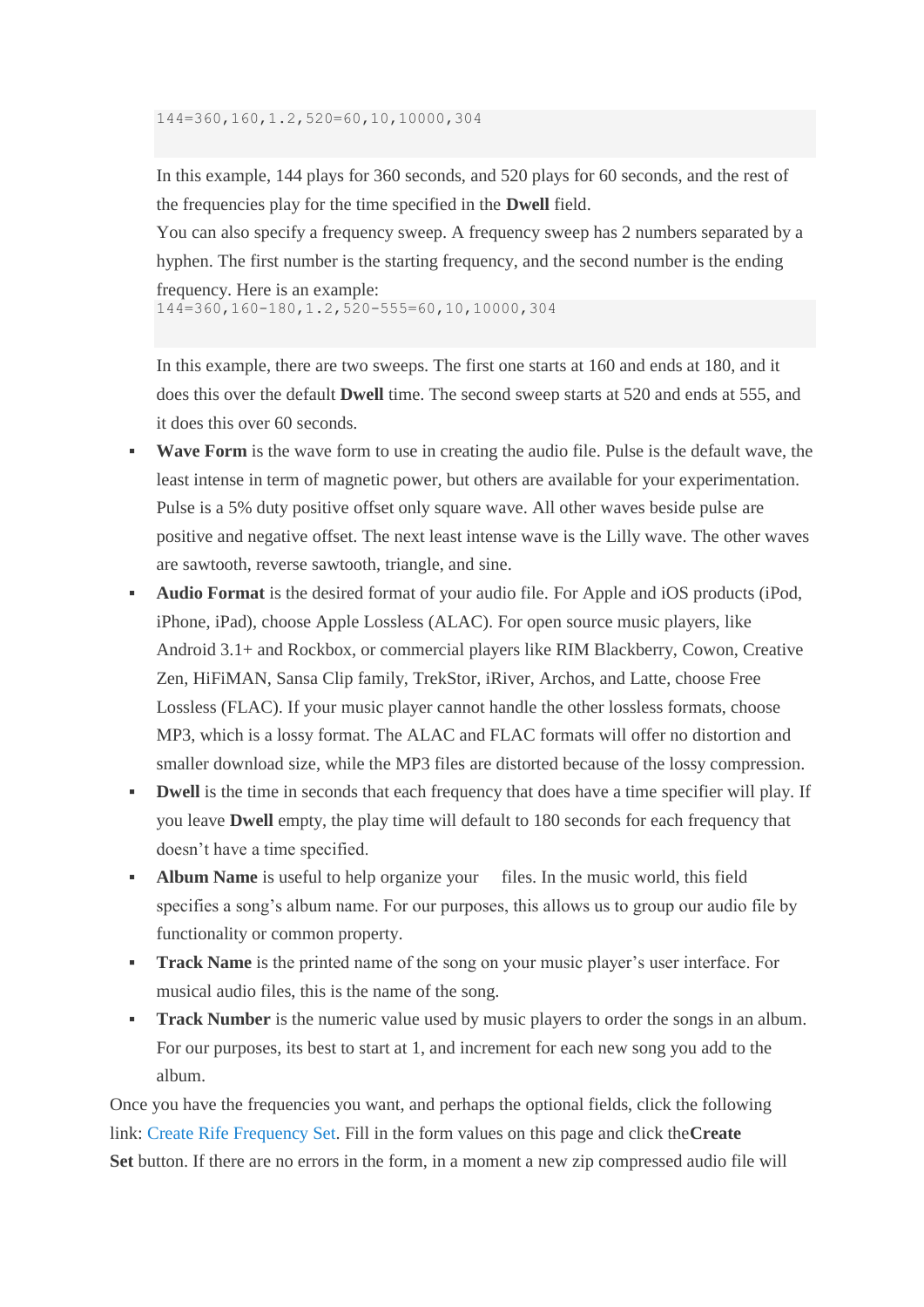```
144=360,160,1.2,520=60,10,10000,304
```

In this example, 144 plays for 360 seconds, and 520 plays for 60 seconds, and the rest of the frequencies play for the time specified in the **Dwell** field.

You can also specify a frequency sweep. A frequency sweep has 2 numbers separated by a hyphen. The first number is the starting frequency, and the second number is the ending frequency. Here is an example:

```
144=360,160-180,1.2,520-555=60,10,10000,304
```

In this example, there are two sweeps. The first one starts at 160 and ends at 180, and it does this over the default **Dwell** time. The second sweep starts at 520 and ends at 555, and it does this over 60 seconds.

- **Wave Form** is the wave form to use in creating the audio file. Pulse is the default wave, the least intense in term of magnetic power, but others are available for your experimentation. Pulse is a 5% duty positive offset only square wave. All other waves beside pulse are positive and negative offset. The next least intense wave is the Lilly wave. The other waves are sawtooth, reverse sawtooth, triangle, and sine.
- **Audio Format** is the desired format of your audio file. For Apple and iOS products (iPod, iPhone, iPad), choose Apple Lossless (ALAC). For open source music players, like Android 3.1+ and Rockbox, or commercial players like RIM Blackberry, Cowon, Creative Zen, HiFiMAN, Sansa Clip family, TrekStor, iRiver, Archos, and Latte, choose Free Lossless (FLAC). If your music player cannot handle the other lossless formats, choose MP3, which is a lossy format. The ALAC and FLAC formats will offer no distortion and smaller download size, while the MP3 files are distorted because of the lossy compression.
- **Dwell** is the time in seconds that each frequency that does have a time specifier will play. If you leave **Dwell** empty, the play time will default to 180 seconds for each frequency that doesn't have a time specified.
- **Album Name** is useful to help organize your files. In the music world, this field specifies a song's album name. For our purposes, this allows us to group our audio file by functionality or common property.
- **Track Name** is the printed name of the song on your music player's user interface. For musical audio files, this is the name of the song.
- **Track Number** is the numeric value used by music players to order the songs in an album. For our purposes, its best to start at 1, and increment for each new song you add to the album.

Once you have the frequencies you want, and perhaps the optional fields, click the following link: Create Rife Frequency Set. Fill in the form values on this page and click the**Create Set** button. If there are no errors in the form, in a moment a new zip compressed audio file will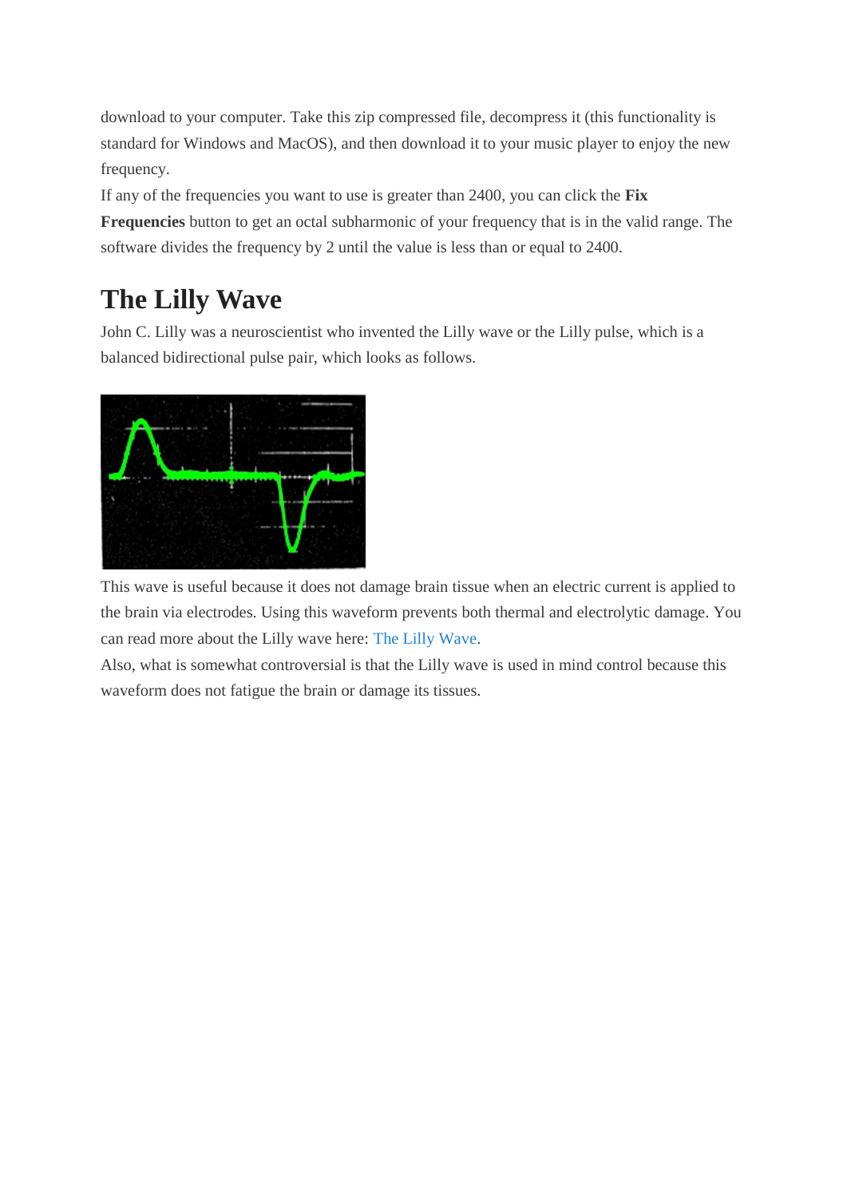download to your computer. Take this zip compressed file, decompress it (this functionality is standard for Windows and MacOS), and then download it to your music player to enjoy the new frequency.

If any of the frequencies you want to use is greater than 2400, you can click the **Fix Frequencies** button to get an octal subharmonic of your frequency that is in the valid range. The software divides the frequency by 2 until the value is less than or equal to 2400.

## The Lilly Wave

John C. Lilly was a neuroscientist who invented the Lilly wave or the Lilly pulse, which is a balanced bidirectional pulse pair, which looks as follows.

This wave is useful because it does not damage brain tissue when an electric current is applied to the brain via electrodes. Using this waveform prevents both thermal and electrolytic damage. You can read more about the Lilly wave here: The Lilly Wave.

Also, what is somewhat controversial is that the Lilly wave is used in mind control because this waveform does not fatigue the brain or damage its tissues.